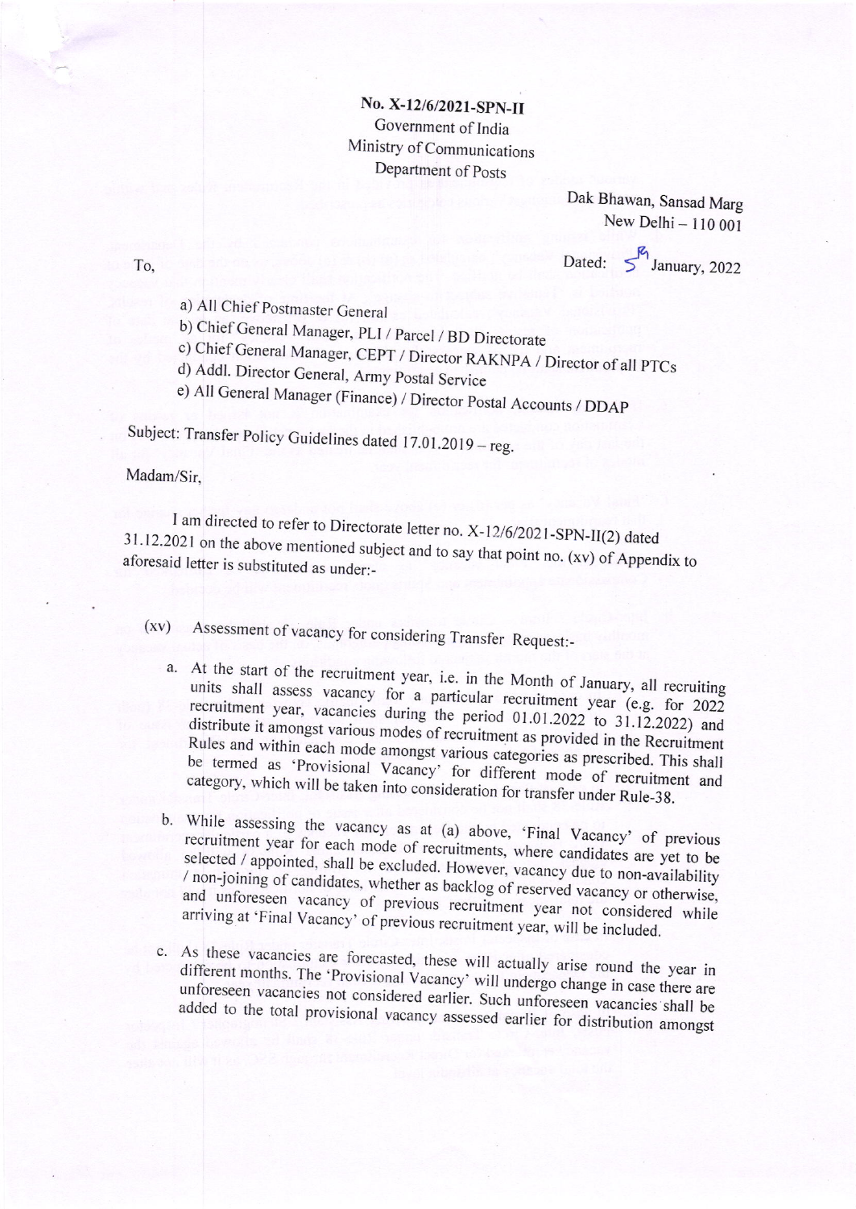**No. X-12/6/2021-SPN-II**
Government of India
Ministry of Communications
Department of Posts

Dak Bhawan, Sansad Marg
New Delhi – 110 001

To,

Dated: 5 January, 2022

a) All Chief Postmaster General
b) Chief General Manager, PLI / Parcel / BD Directorate
c) Chief General Manager, CEPT / Director RAKNPA / Director of all PTCs
d) Addl. Director General, Army Postal Service
e) All General Manager (Finance) / Director Postal Accounts / DDAP

Subject: Transfer Policy Guidelines dated 17.01.2019 – reg.

Madam/Sir,

I am directed to refer to Directorate letter no. X-12/6/2021-SPN-II(2) dated 31.12.2021 on the above mentioned subject and to say that point no. (xv) of Appendix to aforesaid letter is substituted as under:-

(xv) Assessment of vacancy for considering Transfer Request:-

a. At the start of the recruitment year, i.e. in the Month of January, all recruiting units shall assess vacancy for a particular recruitment year (e.g. for 2022 recruitment year, vacancies during the period 01.01.2022 to 31.12.2022) and distribute it amongst various modes of recruitment as provided in the Recruitment Rules and within each mode amongst various categories as prescribed. This shall be termed as 'Provisional Vacancy' for different mode of recruitment and category, which will be taken into consideration for transfer under Rule-38.

b. While assessing the vacancy as at (a) above, 'Final Vacancy' of previous recruitment year for each mode of recruitments, where candidates are yet to be selected / appointed, shall be excluded. However, vacancy due to non-availability / non-joining of candidates, whether as backlog of reserved vacancy or otherwise, and unforeseen vacancy of previous recruitment year not considered while arriving at 'Final Vacancy' of previous recruitment year, will be included.

c. As these vacancies are forecasted, these will actually arise round the year in different months. The 'Provisional Vacancy' will undergo change in case there are unforeseen vacancies not considered earlier. Such unforeseen vacancies shall be added to the total provisional vacancy assessed earlier for distribution amongst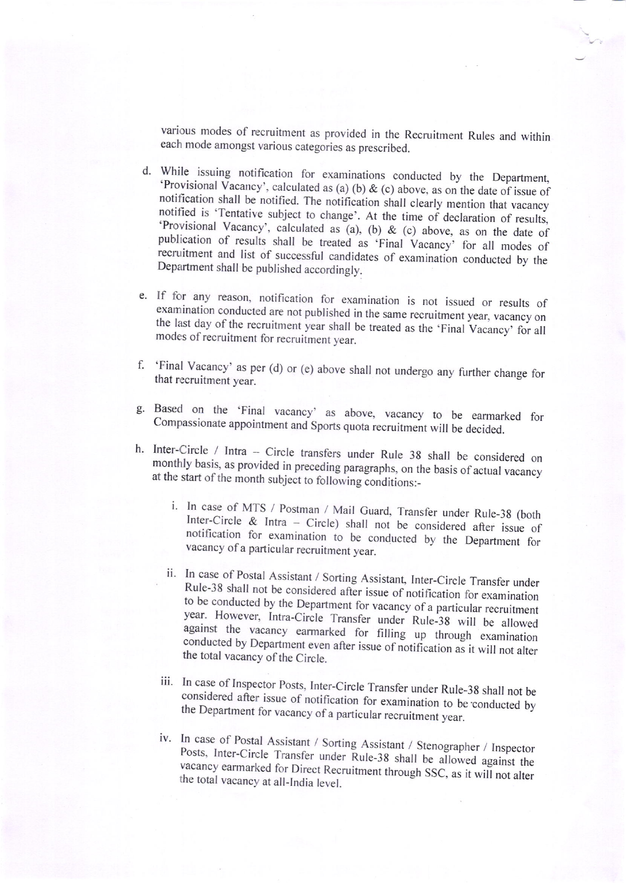various modes of recruitment as provided in the Recruitment Rules and within each mode amongst various categories as prescribed.

d. While issuing notification for examinations conducted by the Department, 'Provisional Vacancy', calculated as (a) (b) & (c) above, as on the date of issue of notification shall be notified. The notification shall clearly mention that vacancy notified is 'Tentative subject to change'. At the time of declaration of results, 'Provisional Vacancy', calculated as (a), (b) & (c) above, as on the date of publication of results shall be treated as 'Final Vacancy' for all modes of recruitment and list of successful candidates of examination conducted by the Department shall be published accordingly.

e. If for any reason, notification for examination is not issued or results of examination conducted are not published in the same recruitment year, vacancy on the last day of the recruitment year shall be treated as the 'Final Vacancy' for all modes of recruitment for recruitment year.

f. 'Final Vacancy' as per (d) or (e) above shall not undergo any further change for that recruitment year.

g. Based on the 'Final vacancy' as above, vacancy to be earmarked for Compassionate appointment and Sports quota recruitment will be decided.

h. Inter-Circle / Intra – Circle transfers under Rule 38 shall be considered on monthly basis, as provided in preceding paragraphs, on the basis of actual vacancy at the start of the month subject to following conditions:-

   i. In case of MTS / Postman / Mail Guard, Transfer under Rule-38 (both Inter-Circle & Intra – Circle) shall not be considered after issue of notification for examination to be conducted by the Department for vacancy of a particular recruitment year.

   ii. In case of Postal Assistant / Sorting Assistant, Inter-Circle Transfer under Rule-38 shall not be considered after issue of notification for examination to be conducted by the Department for vacancy of a particular recruitment year. However, Intra-Circle Transfer under Rule-38 will be allowed against the vacancy earmarked for filling up through examination conducted by Department even after issue of notification as it will not alter the total vacancy of the Circle.

   iii. In case of Inspector Posts, Inter-Circle Transfer under Rule-38 shall not be considered after issue of notification for examination to be conducted by the Department for vacancy of a particular recruitment year.

   iv. In case of Postal Assistant / Sorting Assistant / Stenographer / Inspector Posts, Inter-Circle Transfer under Rule-38 shall be allowed against the vacancy earmarked for Direct Recruitment through SSC, as it will not alter the total vacancy at all-India level.